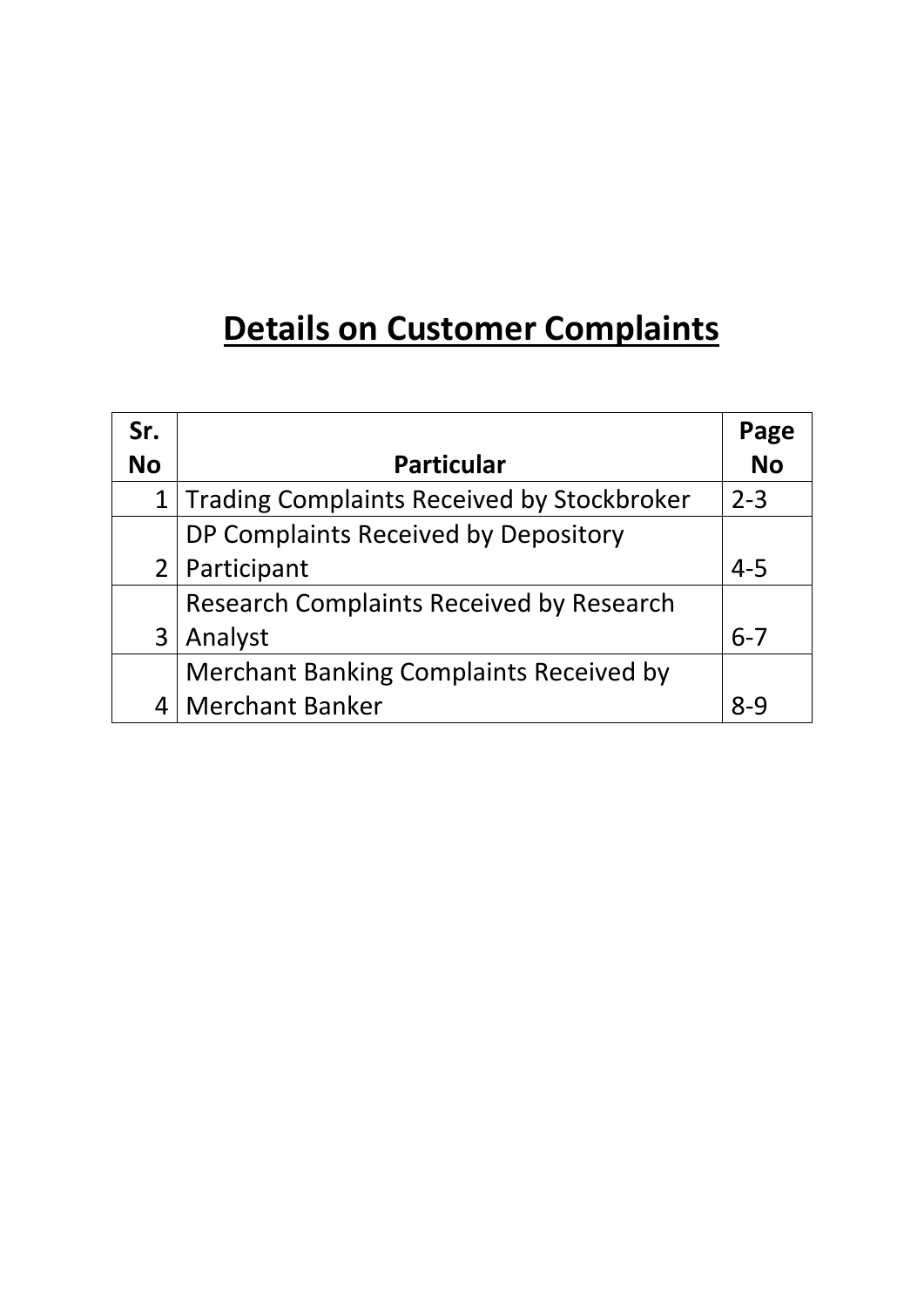# Details on Customer Complaints

| Sr. No | Particular | Page No |
| --- | --- | --- |
| 1 | Trading Complaints Received by Stockbroker | 2-3 |
| 2 | DP Complaints Received by Depository Participant | 4-5 |
| 3 | Research Complaints Received by Research Analyst | 6-7 |
| 4 | Merchant Banking Complaints Received by Merchant Banker | 8-9 |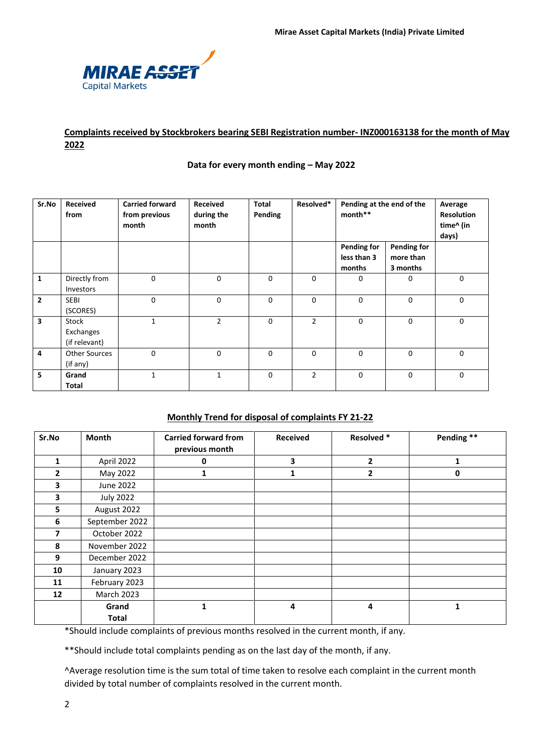Mirae Asset Capital Markets (India) Private Limited

## Complaints received by Stockbrokers bearing SEBI Registration number- INZ000163138 for the month of May 2022

### Data for every month ending – May 2022

| Sr.No | Received from | Carried forward from previous month | Received during the month | Total Pending | Resolved* | Pending at the end of the month** | | Average Resolution time^ (in days) |
|---|---|---|---|---|---|---|---|---|
| | | | | | | Pending for less than 3 months | Pending for more than 3 months | |
| 1 | Directly from Investors | 0 | 0 | 0 | 0 | 0 | 0 | 0 |
| 2 | SEBI (SCORES) | 0 | 0 | 0 | 0 | 0 | 0 | 0 |
| 3 | Stock Exchanges (if relevant) | 1 | 2 | 0 | 2 | 0 | 0 | 0 |
| 4 | Other Sources (if any) | 0 | 0 | 0 | 0 | 0 | 0 | 0 |
| 5 | **Grand Total** | 1 | 1 | 0 | 2 | 0 | 0 | 0 |

### Monthly Trend for disposal of complaints FY 21-22

| Sr.No | Month | Carried forward from previous month | Received | Resolved * | Pending ** |
|---|---|---|---|---|---|
| 1 | April 2022 | 0 | 3 | 2 | 1 |
| 2 | May 2022 | 1 | 1 | 2 | 0 |
| 3 | June 2022 | | | | |
| 3 | July 2022 | | | | |
| 5 | August 2022 | | | | |
| 6 | September 2022 | | | | |
| 7 | October 2022 | | | | |
| 8 | November 2022 | | | | |
| 9 | December 2022 | | | | |
| 10 | January 2023 | | | | |
| 11 | February 2023 | | | | |
| 12 | March 2023 | | | | |
| | **Grand Total** | 1 | 4 | 4 | 1 |

*Should include complaints of previous months resolved in the current month, if any.

**Should include total complaints pending as on the last day of the month, if any.

^Average resolution time is the sum total of time taken to resolve each complaint in the current month divided by total number of complaints resolved in the current month.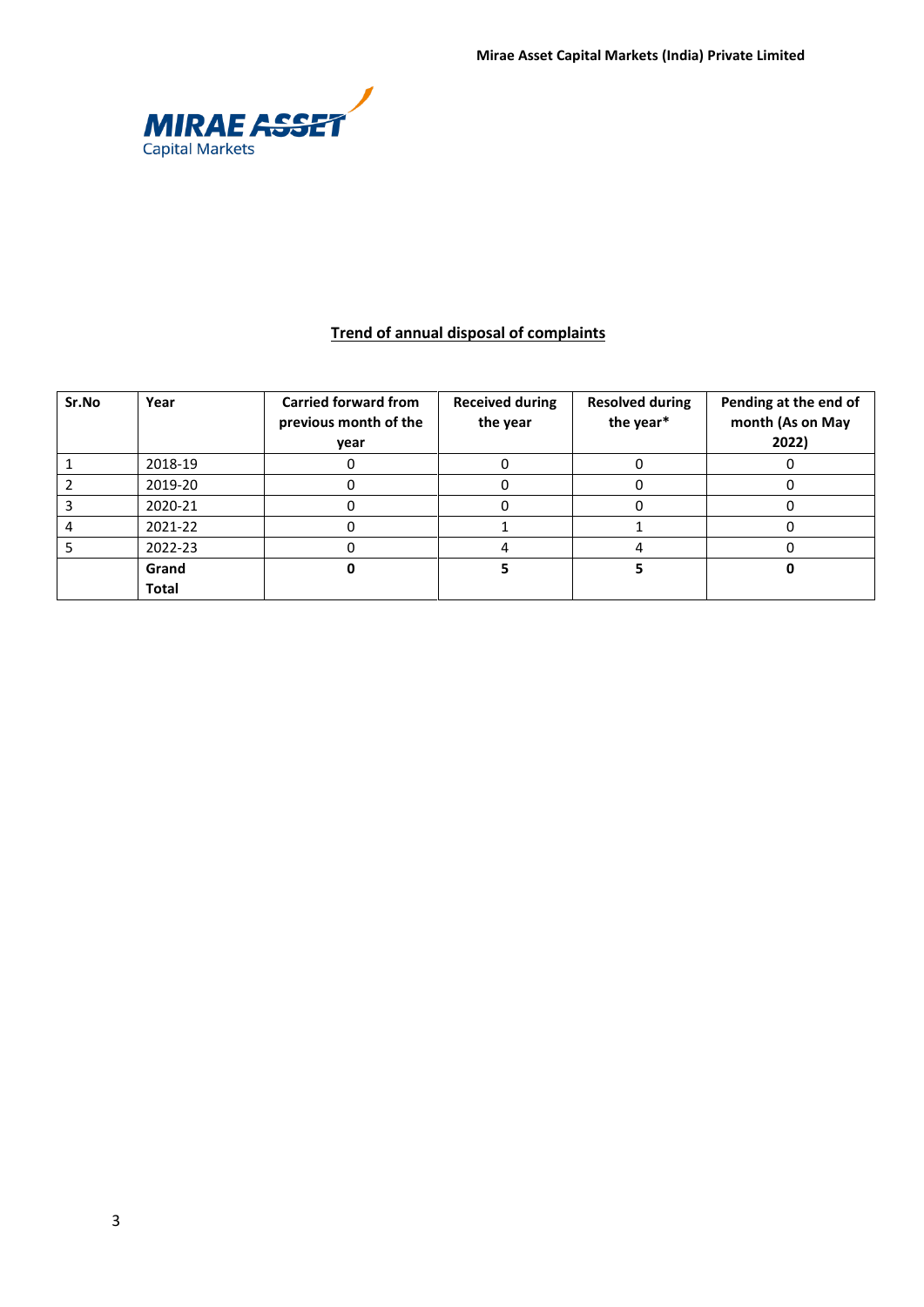## Trend of annual disposal of complaints

| Sr.No | Year | Carried forward from previous month of the year | Received during the year | Resolved during the year* | Pending at the end of month (As on May 2022) |
|---|---|---|---|---|---|
| 1 | 2018-19 | 0 | 0 | 0 | 0 |
| 2 | 2019-20 | 0 | 0 | 0 | 0 |
| 3 | 2020-21 | 0 | 0 | 0 | 0 |
| 4 | 2021-22 | 0 | 1 | 1 | 0 |
| 5 | 2022-23 | 0 | 4 | 4 | 0 |
| | **Grand Total** | **0** | **5** | **5** | **0** |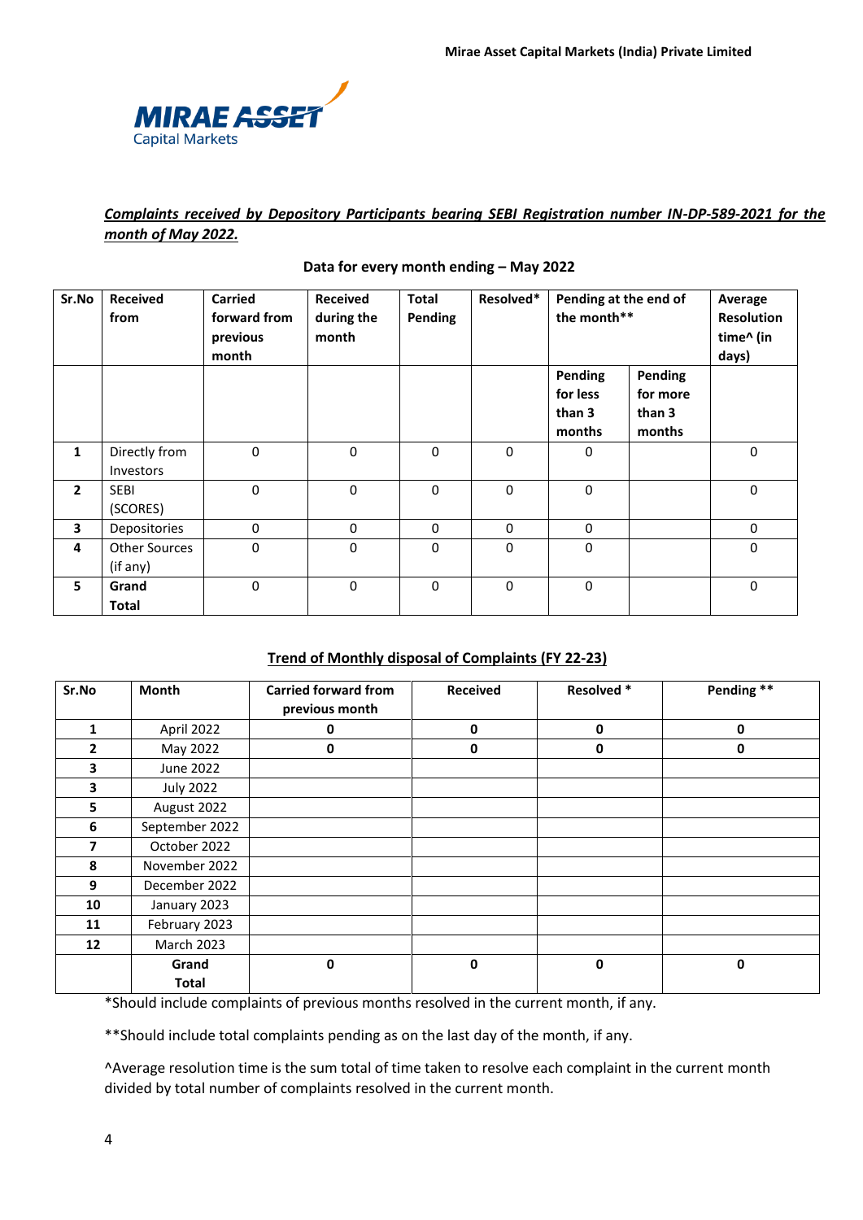Mirae Asset Capital Markets (India) Private Limited

MIRAE ASSET
Capital Markets

***<u>Complaints received by Depository Participants bearing SEBI Registration number IN-DP-589-2021 for the month of May 2022.</u>***

**Data for every month ending – May 2022**

| **Sr.No** | **Received from** | **Carried forward from previous month** | **Received during the month** | **Total Pending** | **Resolved*** | **Pending at the end of the month**** | | **Average Resolution time^ (in days)** |
|---|---|---|---|---|---|---|---|---|
| | | | | | | **Pending for less than 3 months** | **Pending for more than 3 months** | |
| **1** | Directly from Investors | 0 | 0 | 0 | 0 | 0 | | 0 |
| **2** | SEBI (SCORES) | 0 | 0 | 0 | 0 | 0 | | 0 |
| **3** | Depositories | 0 | 0 | 0 | 0 | 0 | | 0 |
| **4** | Other Sources (if any) | 0 | 0 | 0 | 0 | 0 | | 0 |
| **5** | **Grand Total** | 0 | 0 | 0 | 0 | 0 | | 0 |

**<u>Trend of Monthly disposal of Complaints (FY 22-23)</u>**

| **Sr.No** | **Month** | **Carried forward from previous month** | **Received** | **Resolved *** | **Pending **** |
|---|---|---|---|---|---|
| **1** | April 2022 | **0** | **0** | **0** | **0** |
| **2** | May 2022 | **0** | **0** | **0** | **0** |
| **3** | June 2022 | | | | |
| **3** | July 2022 | | | | |
| **5** | August 2022 | | | | |
| **6** | September 2022 | | | | |
| **7** | October 2022 | | | | |
| **8** | November 2022 | | | | |
| **9** | December 2022 | | | | |
| **10** | January 2023 | | | | |
| **11** | February 2023 | | | | |
| **12** | March 2023 | | | | |
| | **Grand Total** | **0** | **0** | **0** | **0** |

*Should include complaints of previous months resolved in the current month, if any.

**Should include total complaints pending as on the last day of the month, if any.

^Average resolution time is the sum total of time taken to resolve each complaint in the current month divided by total number of complaints resolved in the current month.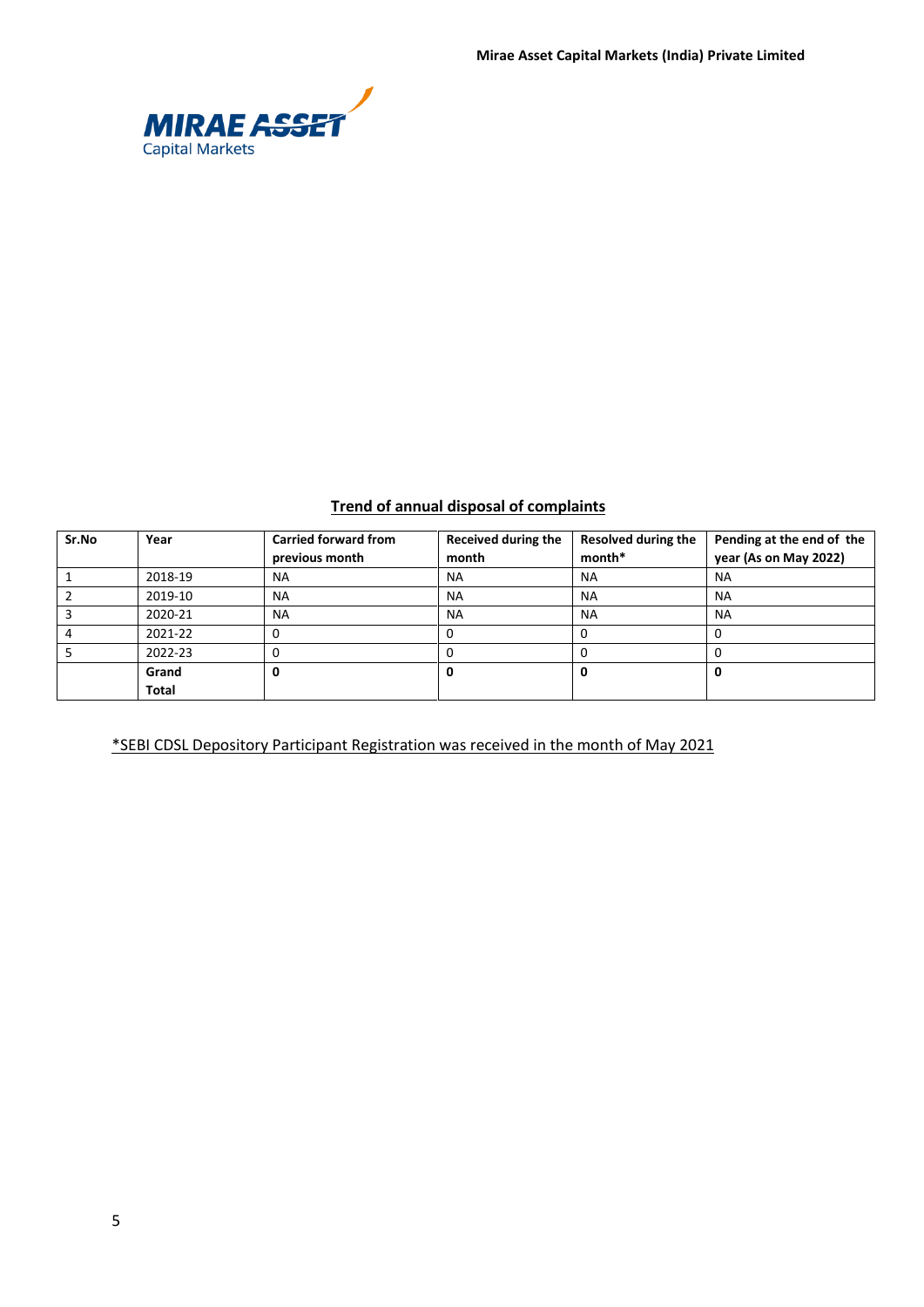## Trend of annual disposal of complaints

| Sr.No | Year | Carried forward from previous month | Received during the month | Resolved during the month* | Pending at the end of the year (As on May 2022) |
|---|---|---|---|---|---|
| 1 | 2018-19 | NA | NA | NA | NA |
| 2 | 2019-10 | NA | NA | NA | NA |
| 3 | 2020-21 | NA | NA | NA | NA |
| 4 | 2021-22 | 0 | 0 | 0 | 0 |
| 5 | 2022-23 | 0 | 0 | 0 | 0 |
| | **Grand Total** | **0** | **0** | **0** | **0** |

*SEBI CDSL Depository Participant Registration was received in the month of May 2021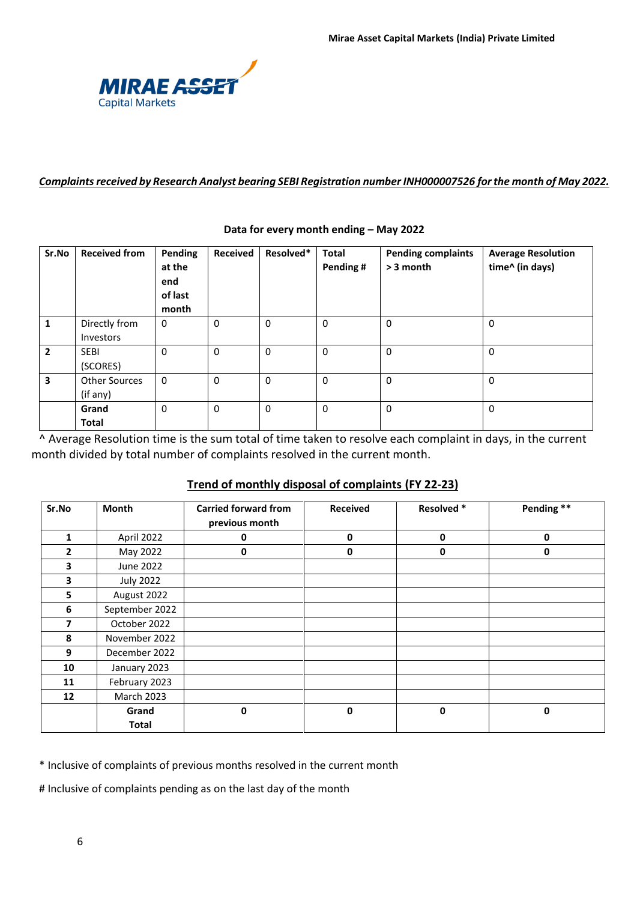**Mirae Asset Capital Markets (India) Private Limited**

MIRAE ASSET Capital Markets

***Complaints received by Research Analyst bearing SEBI Registration number INH000007526 for the month of May 2022.***

**Data for every month ending – May 2022**

| Sr.No | Received from | Pending at the end of last month | Received | Resolved* | Total Pending # | Pending complaints > 3 month | Average Resolution time^ (in days) |
|---|---|---|---|---|---|---|---|
| **1** | Directly from Investors | 0 | 0 | 0 | 0 | 0 | 0 |
| **2** | SEBI (SCORES) | 0 | 0 | 0 | 0 | 0 | 0 |
| **3** | Other Sources (if any) | 0 | 0 | 0 | 0 | 0 | 0 |
| | **Grand Total** | 0 | 0 | 0 | 0 | 0 | 0 |

^ Average Resolution time is the sum total of time taken to resolve each complaint in days, in the current month divided by total number of complaints resolved in the current month.

**Trend of monthly disposal of complaints (FY 22-23)**

| Sr.No | Month | Carried forward from previous month | Received | Resolved * | Pending ** |
|---|---|---|---|---|---|
| **1** | April 2022 | **0** | **0** | **0** | **0** |
| **2** | May 2022 | **0** | **0** | **0** | **0** |
| **3** | June 2022 | | | | |
| **3** | July 2022 | | | | |
| **5** | August 2022 | | | | |
| **6** | September 2022 | | | | |
| **7** | October 2022 | | | | |
| **8** | November 2022 | | | | |
| **9** | December 2022 | | | | |
| **10** | January 2023 | | | | |
| **11** | February 2023 | | | | |
| **12** | March 2023 | | | | |
| | **Grand Total** | **0** | **0** | **0** | **0** |

* Inclusive of complaints of previous months resolved in the current month

# Inclusive of complaints pending as on the last day of the month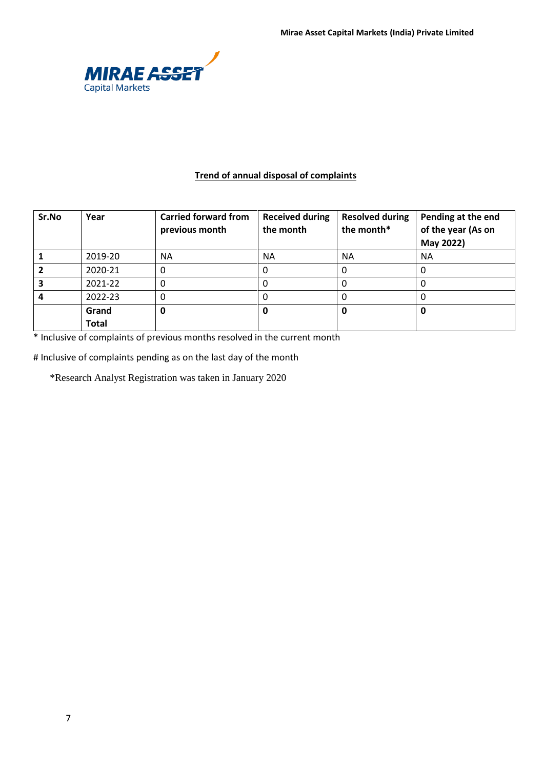## Trend of annual disposal of complaints

| Sr.No | Year | Carried forward from previous month | Received during the month | Resolved during the month* | Pending at the end of the year (As on May 2022) |
|---|---|---|---|---|---|
| **1** | 2019-20 | NA | NA | NA | NA |
| **2** | 2020-21 | 0 | 0 | 0 | 0 |
| **3** | 2021-22 | 0 | 0 | 0 | 0 |
| **4** | 2022-23 | 0 | 0 | 0 | 0 |
| | **Grand Total** | **0** | **0** | **0** | **0** |

* Inclusive of complaints of previous months resolved in the current month

# Inclusive of complaints pending as on the last day of the month

*Research Analyst Registration was taken in January 2020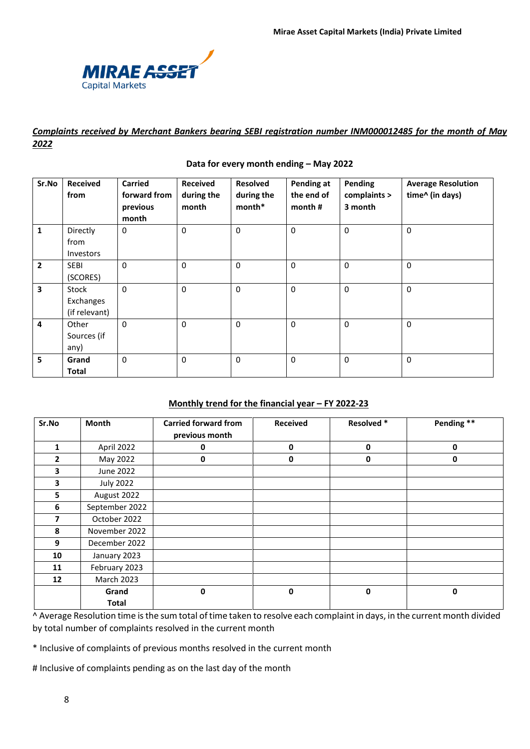Mirae Asset Capital Markets (India) Private Limited

***Complaints received by Merchant Bankers bearing SEBI registration number INM000012485 for the month of May 2022***

**Data for every month ending – May 2022**

| Sr.No | Received from | Carried forward from previous month | Received during the month | Resolved during the month* | Pending at the end of month # | Pending complaints > 3 month | Average Resolution time^ (in days) |
|---|---|---|---|---|---|---|---|
| **1** | Directly from Investors | 0 | 0 | 0 | 0 | 0 | 0 |
| **2** | SEBI (SCORES) | 0 | 0 | 0 | 0 | 0 | 0 |
| **3** | Stock Exchanges (if relevant) | 0 | 0 | 0 | 0 | 0 | 0 |
| **4** | Other Sources (if any) | 0 | 0 | 0 | 0 | 0 | 0 |
| **5** | **Grand Total** | 0 | 0 | 0 | 0 | 0 | 0 |

**Monthly trend for the financial year – FY 2022-23**

| Sr.No | Month | Carried forward from previous month | Received | Resolved * | Pending ** |
|---|---|---|---|---|---|
| **1** | April 2022 | **0** | **0** | **0** | **0** |
| **2** | May 2022 | **0** | **0** | **0** | **0** |
| **3** | June 2022 | | | | |
| **3** | July 2022 | | | | |
| **5** | August 2022 | | | | |
| **6** | September 2022 | | | | |
| **7** | October 2022 | | | | |
| **8** | November 2022 | | | | |
| **9** | December 2022 | | | | |
| **10** | January 2023 | | | | |
| **11** | February 2023 | | | | |
| **12** | March 2023 | | | | |
| | **Grand Total** | **0** | **0** | **0** | **0** |

^ Average Resolution time is the sum total of time taken to resolve each complaint in days, in the current month divided by total number of complaints resolved in the current month

* Inclusive of complaints of previous months resolved in the current month

# Inclusive of complaints pending as on the last day of the month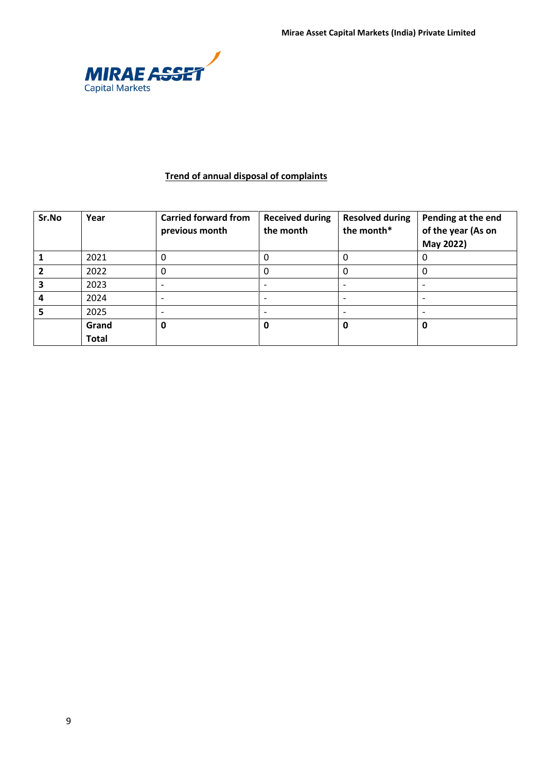## Trend of annual disposal of complaints

| Sr.No | Year | Carried forward from previous month | Received during the month | Resolved during the month* | Pending at the end of the year (As on May 2022) |
|---|---|---|---|---|---|
| **1** | 2021 | 0 | 0 | 0 | 0 |
| **2** | 2022 | 0 | 0 | 0 | 0 |
| **3** | 2023 | - | - | - | - |
| **4** | 2024 | - | - | - | - |
| **5** | 2025 | - | - | - | - |
| | **Grand Total** | **0** | **0** | **0** | **0** |